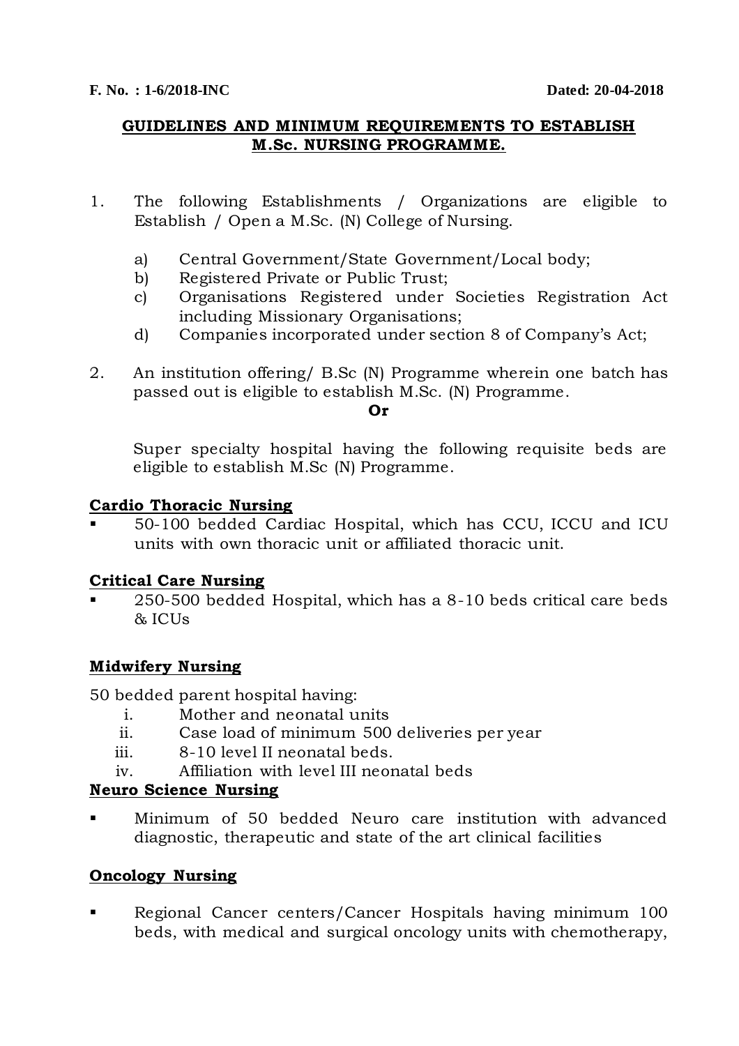**F. No. : 1-6/2018-INC** **Dated: 20-04-2018**

## GUIDELINES AND MINIMUM REQUIREMENTS TO ESTABLISH M.Sc. NURSING PROGRAMME.

1. The following Establishments / Organizations are eligible to Establish / Open a M.Sc. (N) College of Nursing.

   a) Central Government/State Government/Local body;
   b) Registered Private or Public Trust;
   c) Organisations Registered under Societies Registration Act including Missionary Organisations;
   d) Companies incorporated under section 8 of Company's Act;

2. An institution offering/ B.Sc (N) Programme wherein one batch has passed out is eligible to establish M.Sc. (N) Programme.

   **Or**

   Super specialty hospital having the following requisite beds are eligible to establish M.Sc (N) Programme.

**Cardio Thoracic Nursing**

- 50-100 bedded Cardiac Hospital, which has CCU, ICCU and ICU units with own thoracic unit or affiliated thoracic unit.

**Critical Care Nursing**

- 250-500 bedded Hospital, which has a 8-10 beds critical care beds & ICUs

**Midwifery Nursing**

50 bedded parent hospital having:

i. Mother and neonatal units
ii. Case load of minimum 500 deliveries per year
iii. 8-10 level II neonatal beds.
iv. Affiliation with level III neonatal beds

**Neuro Science Nursing**

- Minimum of 50 bedded Neuro care institution with advanced diagnostic, therapeutic and state of the art clinical facilities

**Oncology Nursing**

- Regional Cancer centers/Cancer Hospitals having minimum 100 beds, with medical and surgical oncology units with chemotherapy,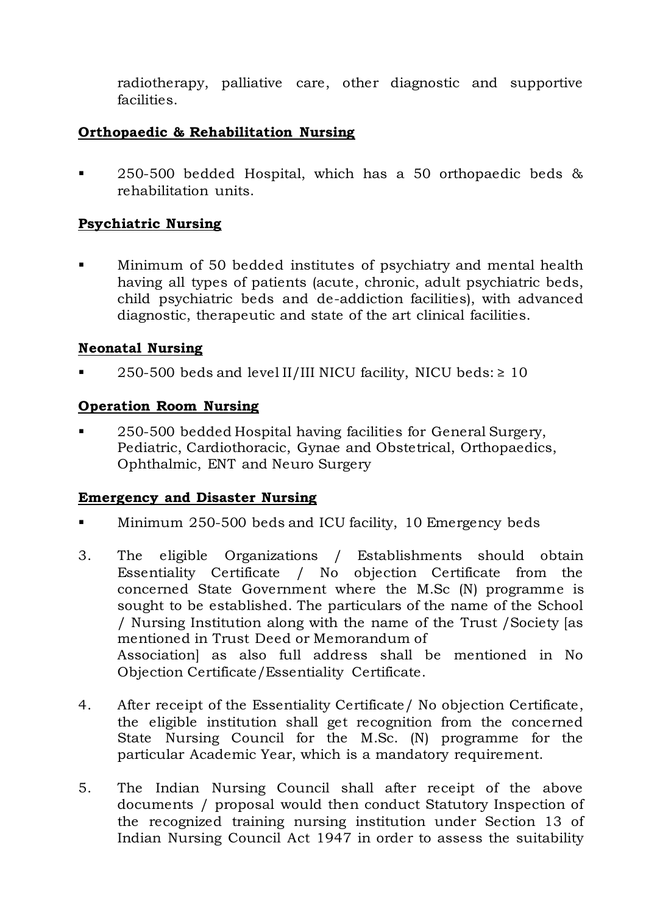radiotherapy, palliative care, other diagnostic and supportive facilities.

**Orthopaedic & Rehabilitation Nursing**

- 250-500 bedded Hospital, which has a 50 orthopaedic beds & rehabilitation units.

**Psychiatric Nursing**

- Minimum of 50 bedded institutes of psychiatry and mental health having all types of patients (acute, chronic, adult psychiatric beds, child psychiatric beds and de-addiction facilities), with advanced diagnostic, therapeutic and state of the art clinical facilities.

**Neonatal Nursing**

- 250-500 beds and level II/III NICU facility, NICU beds: ≥ 10

**Operation Room Nursing**

- 250-500 bedded Hospital having facilities for General Surgery, Pediatric, Cardiothoracic, Gynae and Obstetrical, Orthopaedics, Ophthalmic, ENT and Neuro Surgery

**Emergency and Disaster Nursing**

- Minimum 250-500 beds and ICU facility, 10 Emergency beds

3. The eligible Organizations / Establishments should obtain Essentiality Certificate / No objection Certificate from the concerned State Government where the M.Sc (N) programme is sought to be established. The particulars of the name of the School / Nursing Institution along with the name of the Trust /Society [as mentioned in Trust Deed or Memorandum of Association] as also full address shall be mentioned in No Objection Certificate/Essentiality Certificate.

4. After receipt of the Essentiality Certificate/ No objection Certificate, the eligible institution shall get recognition from the concerned State Nursing Council for the M.Sc. (N) programme for the particular Academic Year, which is a mandatory requirement.

5. The Indian Nursing Council shall after receipt of the above documents / proposal would then conduct Statutory Inspection of the recognized training nursing institution under Section 13 of Indian Nursing Council Act 1947 in order to assess the suitability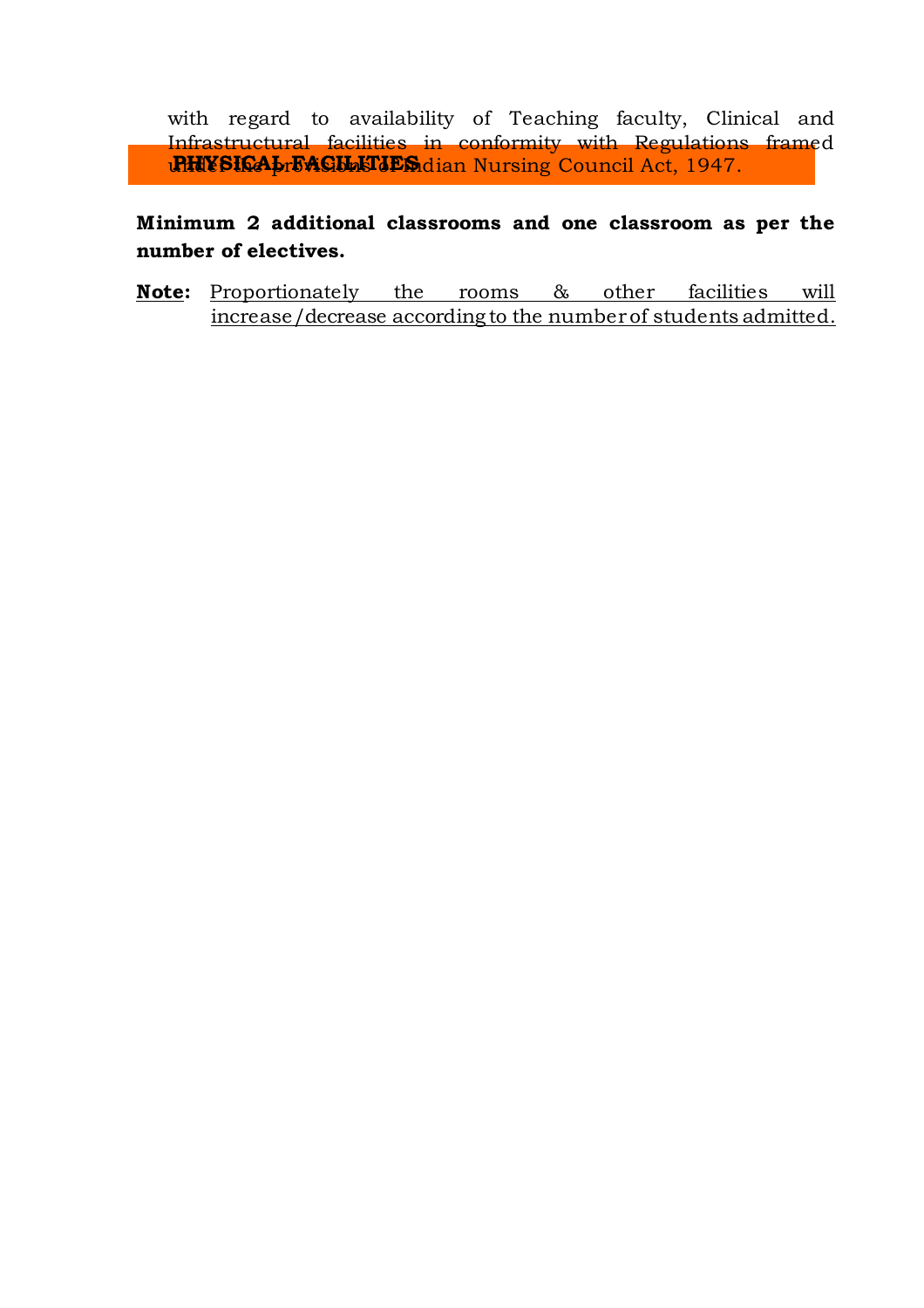with regard to availability of Teaching faculty, Clinical and Infrastructural facilities in conformity with Regulations framed under the provisions of Indian Nursing Council Act, 1947.

## PHYSICAL FACILITIES

**Minimum 2 additional classrooms and one classroom as per the number of electives.**

**Note:** Proportionately the rooms & other facilities will increase/decrease according to the number of students admitted.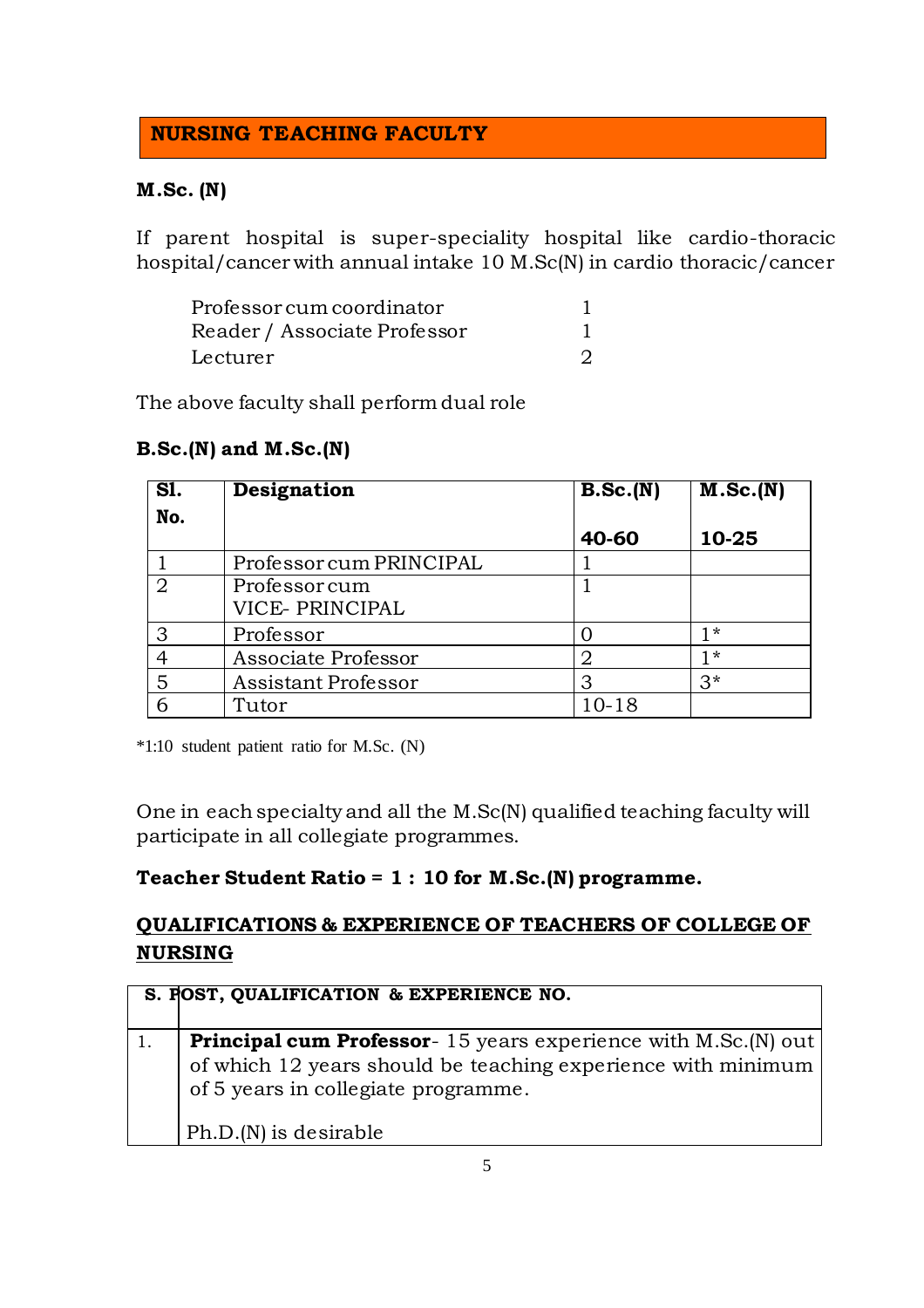## NURSING TEACHING FACULTY

### M.Sc. (N)

If parent hospital is super-speciality hospital like cardio-thoracic hospital/cancer with annual intake 10 M.Sc(N) in cardio thoracic/cancer

| | |
|---|---|
| Professor cum coordinator | 1 |
| Reader / Associate Professor | 1 |
| Lecturer | 2 |

The above faculty shall perform dual role

### B.Sc.(N) and M.Sc.(N)

| Sl. No. | Designation | B.Sc.(N) 40-60 | M.Sc.(N) 10-25 |
|---|---|---|---|
| 1 | Professor cum PRINCIPAL | 1 | |
| 2 | Professor cum VICE- PRINCIPAL | 1 | |
| 3 | Professor | 0 | 1* |
| 4 | Associate Professor | 2 | 1* |
| 5 | Assistant Professor | 3 | 3* |
| 6 | Tutor | 10-18 | |

*1:10 student patient ratio for M.Sc. (N)

One in each specialty and all the M.Sc(N) qualified teaching faculty will participate in all collegiate programmes.

**Teacher Student Ratio = 1 : 10 for M.Sc.(N) programme.**

### QUALIFICATIONS & EXPERIENCE OF TEACHERS OF COLLEGE OF NURSING

| S. NO. | POST, QUALIFICATION & EXPERIENCE |
|---|---|
| 1. | **Principal cum Professor**- 15 years experience with M.Sc.(N) out of which 12 years should be teaching experience with minimum of 5 years in collegiate programme. Ph.D.(N) is desirable |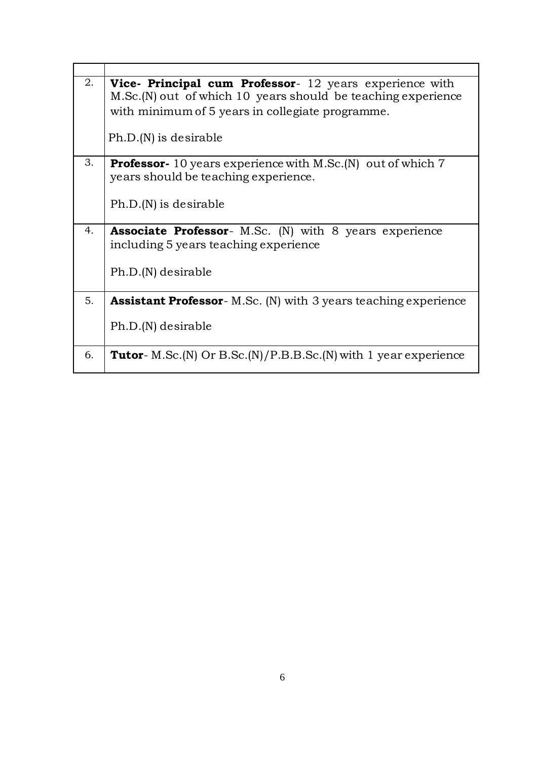| | |
|---|---|
| 2. | **Vice- Principal cum Professor**- 12 years experience with M.Sc.(N) out of which 10 years should be teaching experience with minimum of 5 years in collegiate programme.<br><br>Ph.D.(N) is desirable |
| 3. | **Professor-** 10 years experience with M.Sc.(N) out of which 7 years should be teaching experience.<br><br>Ph.D.(N) is desirable |
| 4. | **Associate Professor**- M.Sc. (N) with 8 years experience including 5 years teaching experience<br><br>Ph.D.(N) desirable |
| 5. | **Assistant Professor**- M.Sc. (N) with 3 years teaching experience<br><br>Ph.D.(N) desirable |
| 6. | **Tutor**- M.Sc.(N) Or B.Sc.(N)/P.B.B.Sc.(N) with 1 year experience |